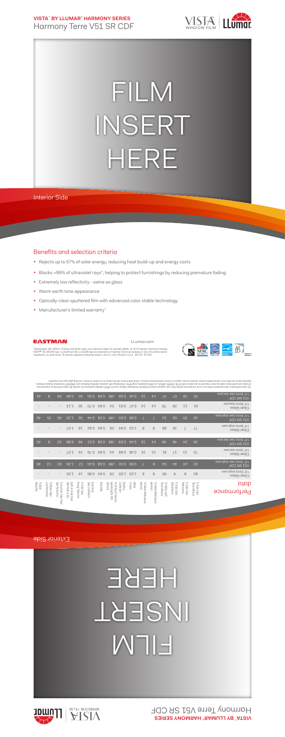**VISTA™ BY LLUMAR® HARMONY SERIES**

# Harmony Terre V51 SR CDF

# FILM INSERT HERE

Interior Side

## Benefits and selection criteria

- Rejects up to 57% of solar energy, reducing heat build-up and energy costs
- Blocks >99% of ultraviolet rays*, helping to protect furnishings by reducing premature fading
- Extremely low reflectivity - same as glass
- Warm earth tone appearance
- Optically-clear sputtered film with advanced color stable technology
- Manufacturer's limited warranty†

EASTMAN

LLumar.com

*Wavelengths 280-380nm. †Certain restrictions apply; see authorized dealer for warranty details. © 2016 Eastman Chemical Company. VISTA™, the VISTA® logo, LLumar® and the LLumar® logo are trademarks of Eastman Chemical Company or one of its wholly owned subsidiaries. As used herein, ® denotes registered trademark status in the U.S. only. Printed in U.S.A. (05/16) SP1038

## Performance data

| | % Total Solar Transmittance | % Total Solar Reflectance | % Total Solar Absorptance | % Visible Light Transmittance | % Visible Reflectance (exterior) | % Visible Reflectance (interior) | Winter U-Value | Shading Coefficient | % UV Rejection (wavelengths 280-380nm) | Emissivity | Solar Heat Gain Coefficient | % Total Solar Energy Rejected | Light to Solar Heat Gain Ratio (LSG) | % Summer Peak Heat Gain Reduction | % Winter Heat Loss Reduction | % Glare Reduction |
|---|---|---|---|---|---|---|---|---|---|---|---|---|---|---|---|---|
| 1/8" (3mm) single pane Clear Glass | 83 | 8 | 9 | 90 | 8 | 8 | 1.03 | 1.00 | 29 | 0.84 | 0.86 | 14 | 1.05 | - | - | - |
| 1/8" (3mm) single pane V51 SR CDF | 32 | 24 | 44 | 54 | 8 | 7 | 0.90 | 0.50 | >99 | 0.58 | 0.43 | 57 | 1.26 | 50 | 13 | 40 |
| 1/8" (3mm) dual pane Clear Glass | 70 | 13 | 17 | 81 | 15 | 15 | 0.48 | 0.88 | 44 | 0.84 | 0.76 | 24 | 1.07 | - | - | - |
| 1/8" (3mm) dual pane V51 SR CDF | 28 | 24 | 48 | 49 | 14 | 10 | 0.44 | 0.59 | >99 | 0.58 | 0.51 | 49 | 0.96 | 33 | 8 | 40 |
| 1/4" (6mm) single pane Clear Glass | 77 | 7 | 16 | 88 | 8 | 8 | 1.03 | 0.94 | 38 | 0.84 | 0.82 | 18 | 1.07 | - | - | - |
| 1/4" (6mm) single pane V51 SR CDF | 30 | 20 | 50 | 53 | 7 | 7 | 0.88 | 0.50 | >99 | 0.58 | 0.44 | 56 | 1.20 | 46 | 15 | 40 |
| 1/4" (6mm) dual pane Clear Glass | 61 | 11 | 28 | 79 | 14 | 14 | 0.47 | 0.81 | 54 | 0.84 | 0.70 | 30 | 1.13 | - | - | - |
| 1/4" (6mm) dual pane V51 SR CDF | 25 | 18 | 57 | 47 | 14 | 10 | 0.43 | 0.58 | >99 | 0.58 | 0.50 | 50 | 0.94 | 29 | 9 | 41 |

The solar performance data reported for Vista by LLumar architectural window films was calculated using the National Fenestration Rating Council's (NFRC) standard guidelines for window film solar performance measurement. All safety and performance data has been measured in accordance with ASTM, ASHRAE, ANSI, and NFRC standards using NFRC methodology with Lawrence Berkeley National Lab's WINDOW Fenestration Analysis Software. Reported values are taken from representative product samples and are subject to normal manufacturing variances. Actual performance will vary based on a number of factors, including glass type and properties.

Exterior Side

# FILM INSERT HERE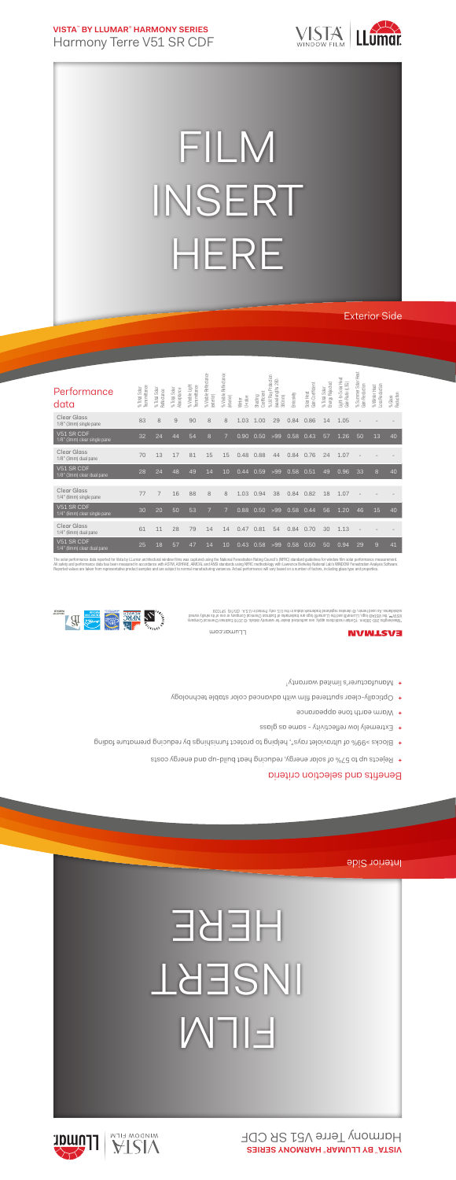**VISTA™ BY LLUMAR® HARMONY SERIES**
Harmony Terre V51 SR CDF

FILM INSERT HERE

Exterior Side

| Performance data | % Total Solar Transmittance | % Total Solar Reflectance | % Total Solar Absorbance | % Visible Light Transmittance | % Visible Reflectance (exterior) | % Visible Reflectance (interior) | Winter U-value | Shading Coefficient | % UV Ray Protection (wavelengths 280-380nm) | Emissivity | Solar Heat Gain Coefficient | % Total Solar Energy Rejected | Light to Solar Heat Gain Ratio (LSG) | % Summer Solar Heat Gain Reduction | % Winter Heat Loss Reduction | % Glare Reduction |
|---|---|---|---|---|---|---|---|---|---|---|---|---|---|---|---|---|
| Clear Glass 1/8" (3mm) single pane | 83 | 8 | 9 | 90 | 8 | 8 | 1.03 | 1.00 | 29 | 0.84 | 0.86 | 14 | 1.05 | - | - | - |
| V51 SR CDF 1/8" (3mm) clear single pane | 32 | 24 | 44 | 54 | 8 | 7 | 0.90 | 0.50 | >99 | 0.58 | 0.43 | 57 | 1.26 | 50 | 13 | 40 |
| Clear Glass 1/8" (3mm) dual pane | 70 | 13 | 17 | 81 | 15 | 15 | 0.48 | 0.88 | 44 | 0.84 | 0.76 | 24 | 1.07 | - | - | - |
| V51 SR CDF 1/8" (3mm) clear dual pane | 28 | 24 | 48 | 49 | 14 | 10 | 0.44 | 0.59 | >99 | 0.58 | 0.51 | 49 | 0.96 | 33 | 8 | 40 |
| Clear Glass 1/4" (6mm) single pane | 77 | 7 | 16 | 88 | 8 | 8 | 1.03 | 0.94 | 38 | 0.84 | 0.82 | 18 | 1.07 | - | - | - |
| V51 SR CDF 1/4" (6mm) clear single pane | 30 | 20 | 50 | 53 | 7 | 7 | 0.88 | 0.50 | >99 | 0.58 | 0.44 | 56 | 1.20 | 46 | 15 | 40 |
| Clear Glass 1/4" (6mm) dual pane | 61 | 11 | 28 | 79 | 14 | 14 | 0.47 | 0.81 | 54 | 0.84 | 0.70 | 30 | 1.13 | - | - | - |
| V51 SR CDF 1/4" (6mm) clear dual pane | 25 | 18 | 57 | 47 | 14 | 10 | 0.43 | 0.58 | >99 | 0.58 | 0.50 | 50 | 0.94 | 29 | 9 | 41 |

The solar performance data reported for Vista by LLumar architectural window films was captured using the National Fenestration Rating Council's (NFRC) standard guidelines for window film solar performance measurement. All safety and performance data has been measured in accordance with ASTM, ASHRAE, ANSI and ANSI standards using NFRC methodology with Lawrence Berkeley National Lab's WINDOW Fenestration Analysis Software. Reported values are taken from representative product samples and are subject to normal manufacturing variances. Actual performance will vary based on a number of factors, including glass type and properties.

## Benefits and selection criteria

- Rejects up to 57% of solar energy, reducing heat build-up and energy costs
- Blocks >99% of ultraviolet rays*, helping to protect furnishings by reducing premature fading
- Extremely low reflectivity - same as glass
- Warm earth tone appearance
- Optically-clear sputtered film with advanced color stable technology
- Manufacturer's limited warranty†

EASTMAN

LLumar.com

*Wavelengths 280-380nm. †Certain restrictions apply, see authorized dealer for warranty details. © 2018 Eastman Chemical Company. VISTA™, the VISTA® logo, LLumar® and the LLumar® logo are trademarks of Eastman Chemical Company or one of its wholly owned subsidiaries. As used herein, ® denotes registered trademark status in the U.S. only. Printed in U.S.A. (05/18) SR7029

Interior Side

FILM INSERT HERE

**VISTA™ BY LLUMAR® HARMONY SERIES**
Harmony Terre V51 SR CDF